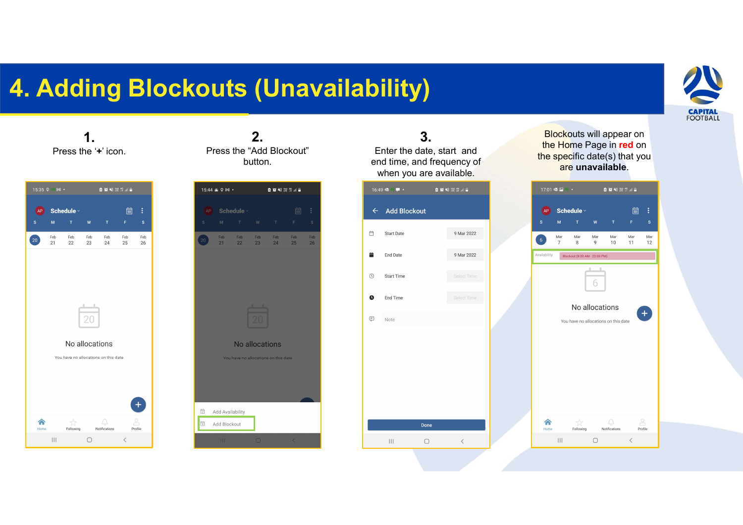# 4. Adding Blockouts (Unavailability)

**1.**
Press the '**+**' icon.

**2.**
Press the "Add Blockout" button.

**3.**
Enter the date, start and end time, and frequency of when you are available.

Blockouts will appear on the Home Page in **red** on the specific date(s) that you are **unavailable**.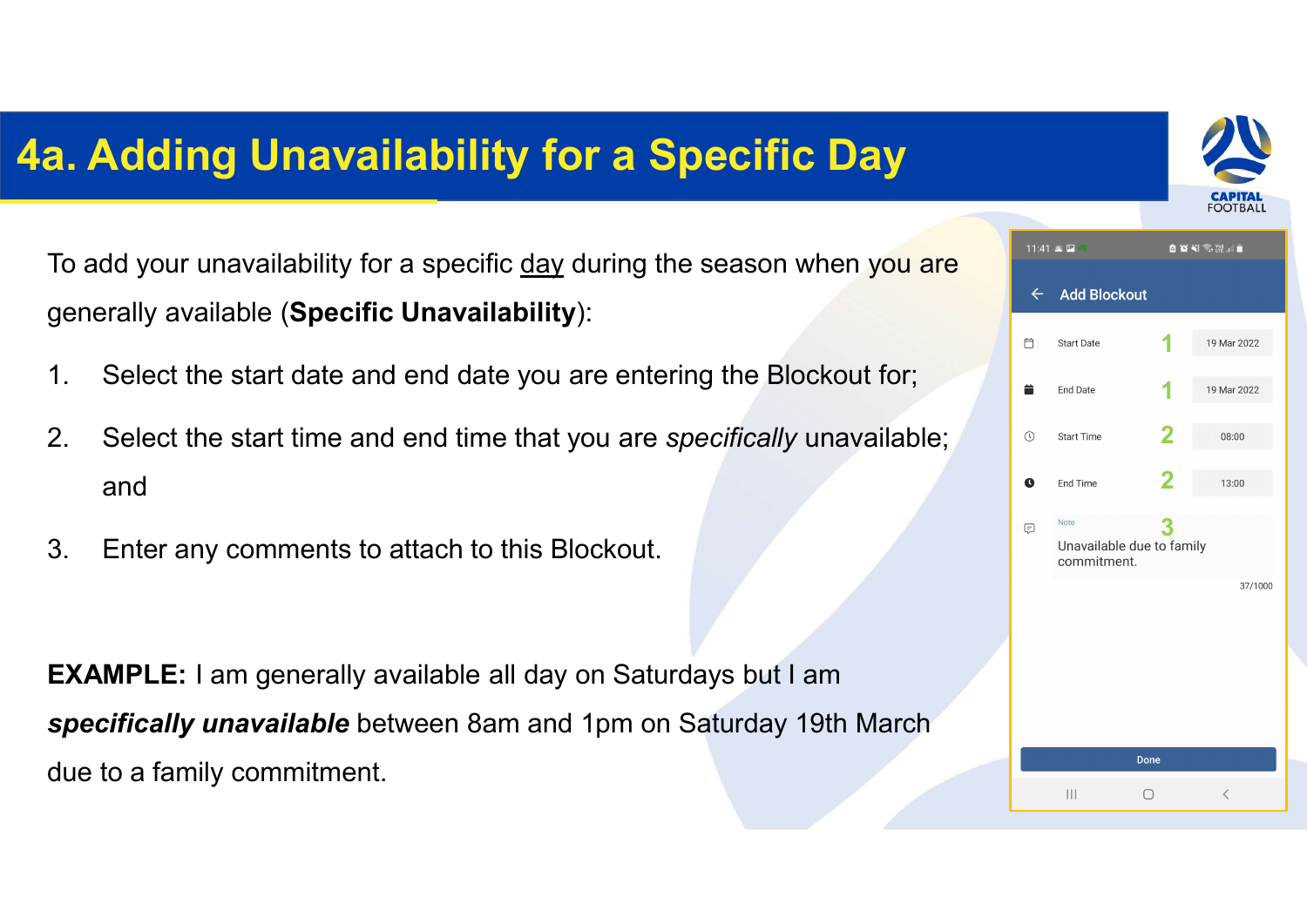# 4a. Adding Unavailability for a Specific Day

To add your unavailability for a specific day during the season when you are generally available (**Specific Unavailability**):

1. Select the start date and end date you are entering the Blockout for;
2. Select the start time and end time that you are *specifically* unavailable; and
3. Enter any comments to attach to this Blockout.

**EXAMPLE:** I am generally available all day on Saturdays but I am ***specifically unavailable*** between 8am and 1pm on Saturday 19th March due to a family commitment.

Add Blockout

| | | |
|---|---|---|
| Start Date | 1 | 19 Mar 2022 |
| End Date | 1 | 19 Mar 2022 |
| Start Time | 2 | 08:00 |
| End Time | 2 | 13:00 |

Note 3
Unavailable due to family commitment.

37/1000

Done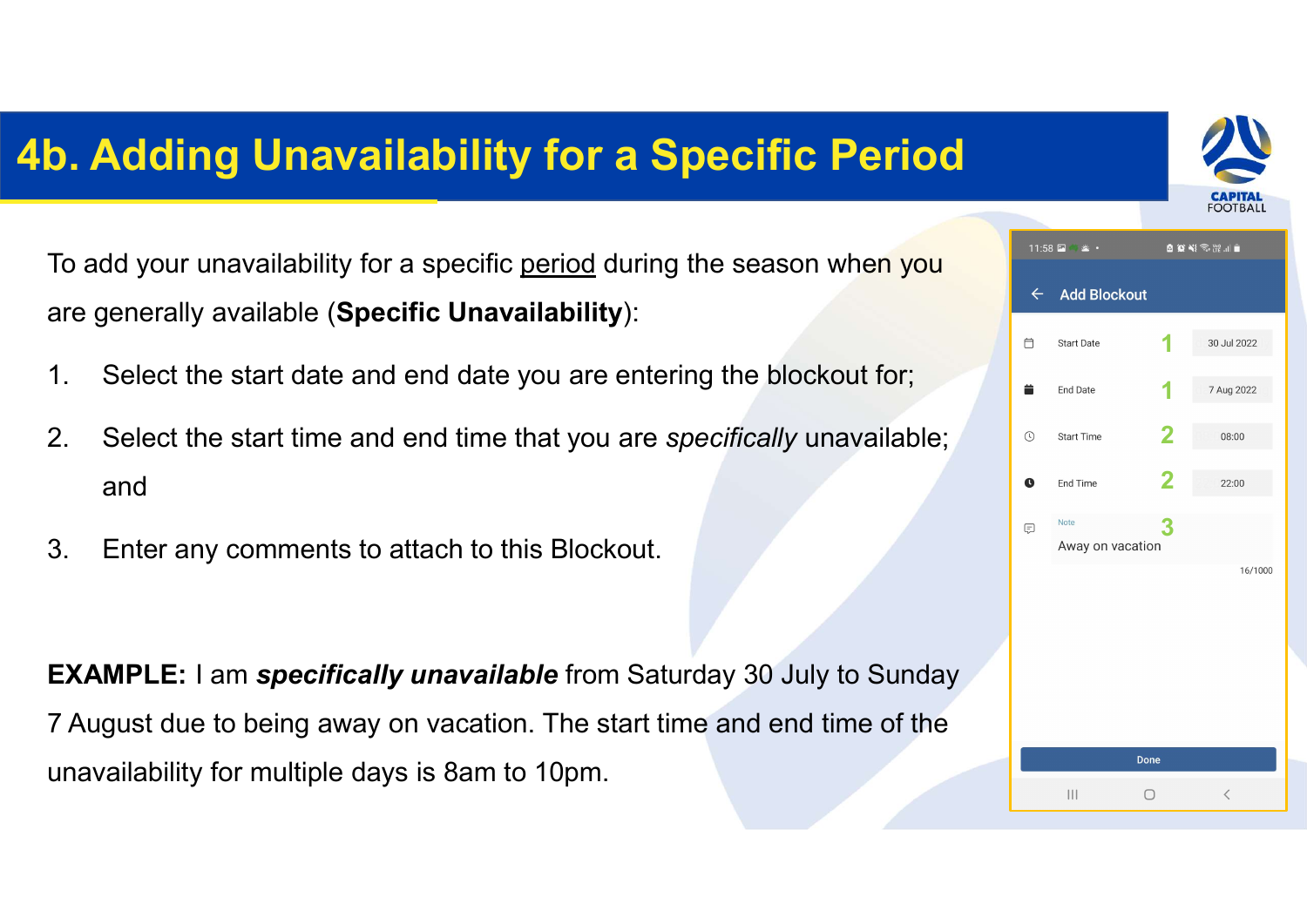# 4b. Adding Unavailability for a Specific Period

To add your unavailability for a specific period during the season when you are generally available (**Specific Unavailability**):

1. Select the start date and end date you are entering the blockout for;
2. Select the start time and end time that you are *specifically* unavailable; and
3. Enter any comments to attach to this Blockout.

**EXAMPLE:** I am ***specifically unavailable*** from Saturday 30 July to Sunday 7 August due to being away on vacation. The start time and end time of the unavailability for multiple days is 8am to 10pm.